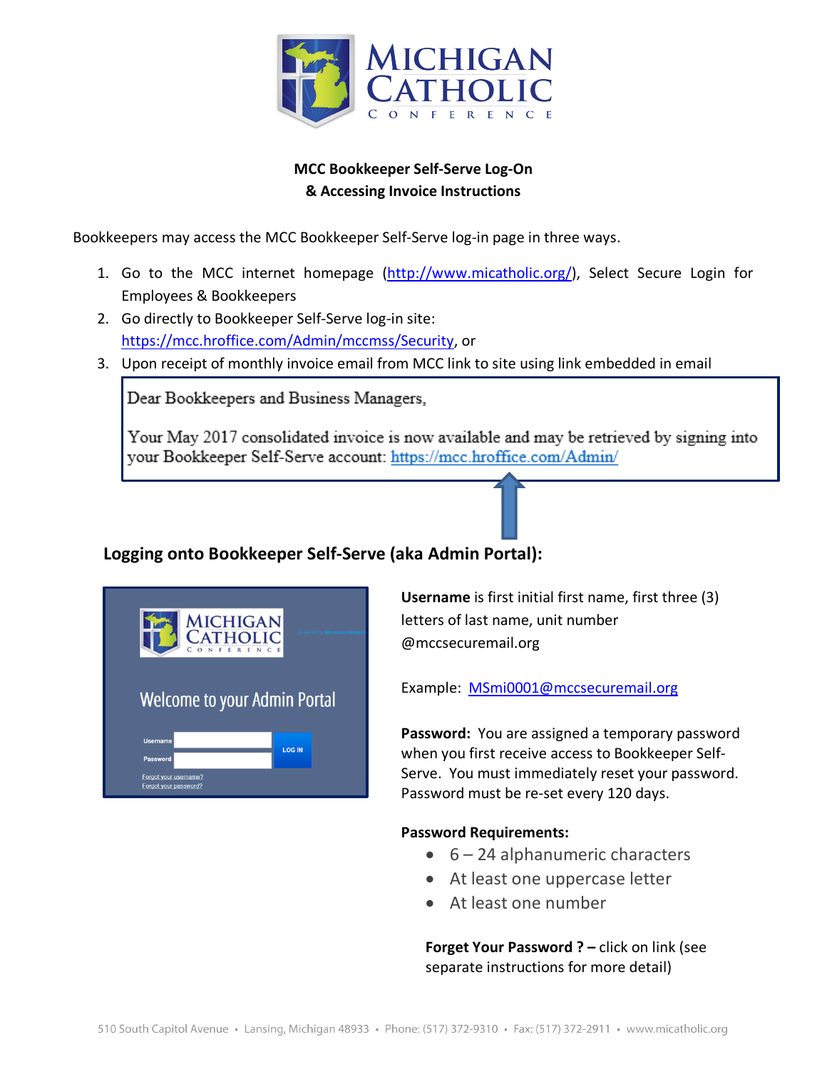# MCC Bookkeeper Self-Serve Log-On & Accessing Invoice Instructions

Bookkeepers may access the MCC Bookkeeper Self-Serve log-in page in three ways.

1. Go to the MCC internet homepage (http://www.micatholic.org/), Select Secure Login for Employees & Bookkeepers
2. Go directly to Bookkeeper Self-Serve log-in site: https://mcc.hroffice.com/Admin/mccmss/Security, or
3. Upon receipt of monthly invoice email from MCC link to site using link embedded in email

> Dear Bookkeepers and Business Managers,
>
> Your May 2017 consolidated invoice is now available and may be retrieved by signing into your Bookkeeper Self-Serve account: https://mcc.hroffice.com/Admin/

## Logging onto Bookkeeper Self-Serve (aka Admin Portal):

Welcome to your Admin Portal

Username

Password

LOG IN

Forgot your username?

Forgot your password?

**Username** is first initial first name, first three (3) letters of last name, unit number @mccsecuremail.org

Example: MSmi0001@mccsecuremail.org

**Password:** You are assigned a temporary password when you first receive access to Bookkeeper Self-Serve. You must immediately reset your password. Password must be re-set every 120 days.

**Password Requirements:**

- 6 – 24 alphanumeric characters
- At least one uppercase letter
- At least one number

**Forget Your Password ? –** click on link (see separate instructions for more detail)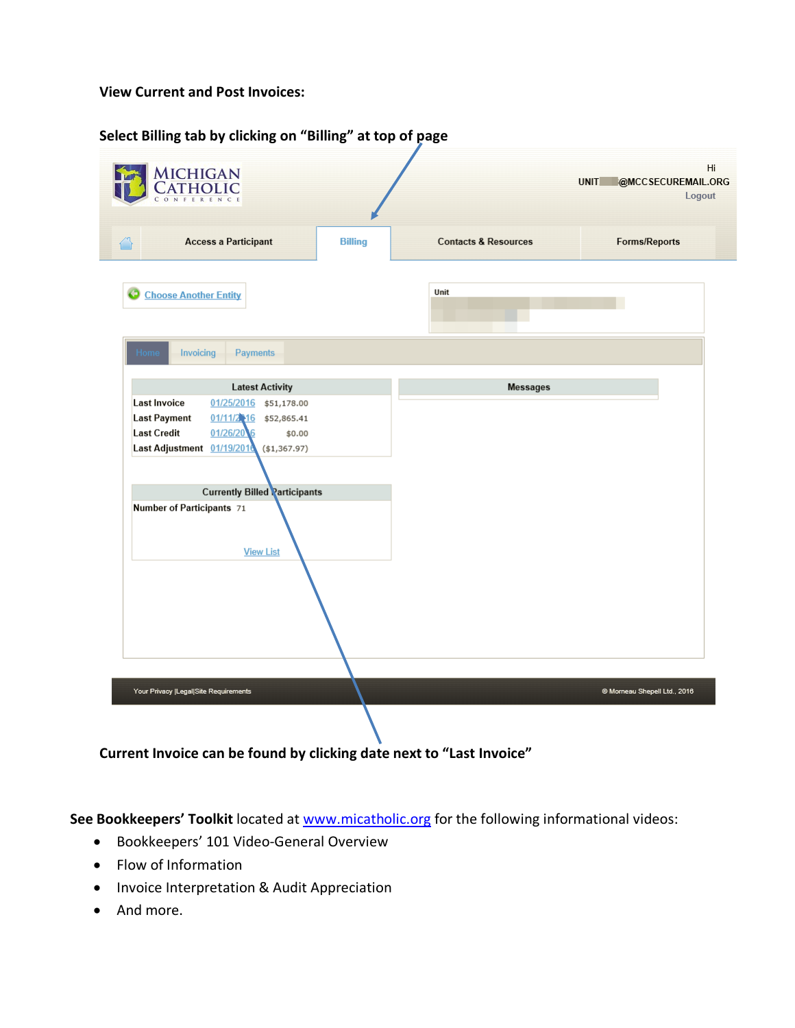**View Current and Post Invoices:**

**Select Billing tab by clicking on "Billing" at top of page**

MICHIGAN CATHOLIC CONFERENCE

Hi
UNIT @MCCSECUREMAIL.ORG
Logout

Access a Participant | Billing | Contacts & Resources | Forms/Reports

Choose Another Entity

Unit

Home | Invoicing | Payments

**Latest Activity**

| | | |
|---|---|---|
| Last Invoice | 01/25/2016 | $51,178.00 |
| Last Payment | 01/11/2016 | $52,865.41 |
| Last Credit | 01/26/2016 | $0.00 |
| Last Adjustment | 01/19/2016 | ($1,367.97) |

**Messages**

**Currently Billed Participants**

Number of Participants 71

View List

Your Privacy | Legal | Site Requirements

© Morneau Shepell Ltd., 2016

**Current Invoice can be found by clicking date next to "Last Invoice"**

**See Bookkeepers' Toolkit** located at www.micatholic.org for the following informational videos:

- Bookkeepers' 101 Video-General Overview
- Flow of Information
- Invoice Interpretation & Audit Appreciation
- And more.